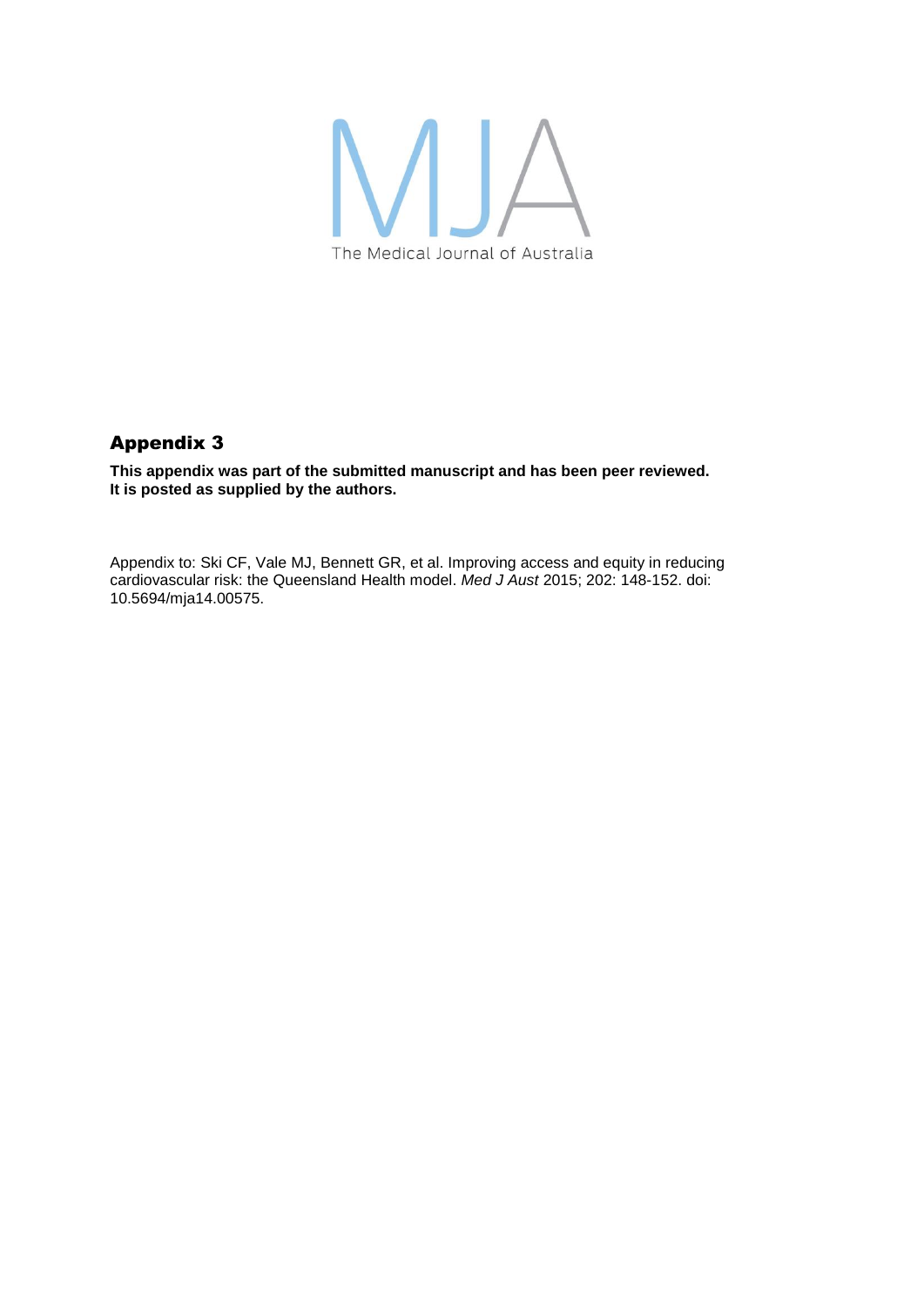MJA

The Medical Journal of Australia

## Appendix 3

**This appendix was part of the submitted manuscript and has been peer reviewed. It is posted as supplied by the authors.**

Appendix to: Ski CF, Vale MJ, Bennett GR, et al. Improving access and equity in reducing cardiovascular risk: the Queensland Health model. *Med J Aust* 2015; 202: 148-152. doi: 10.5694/mja14.00575.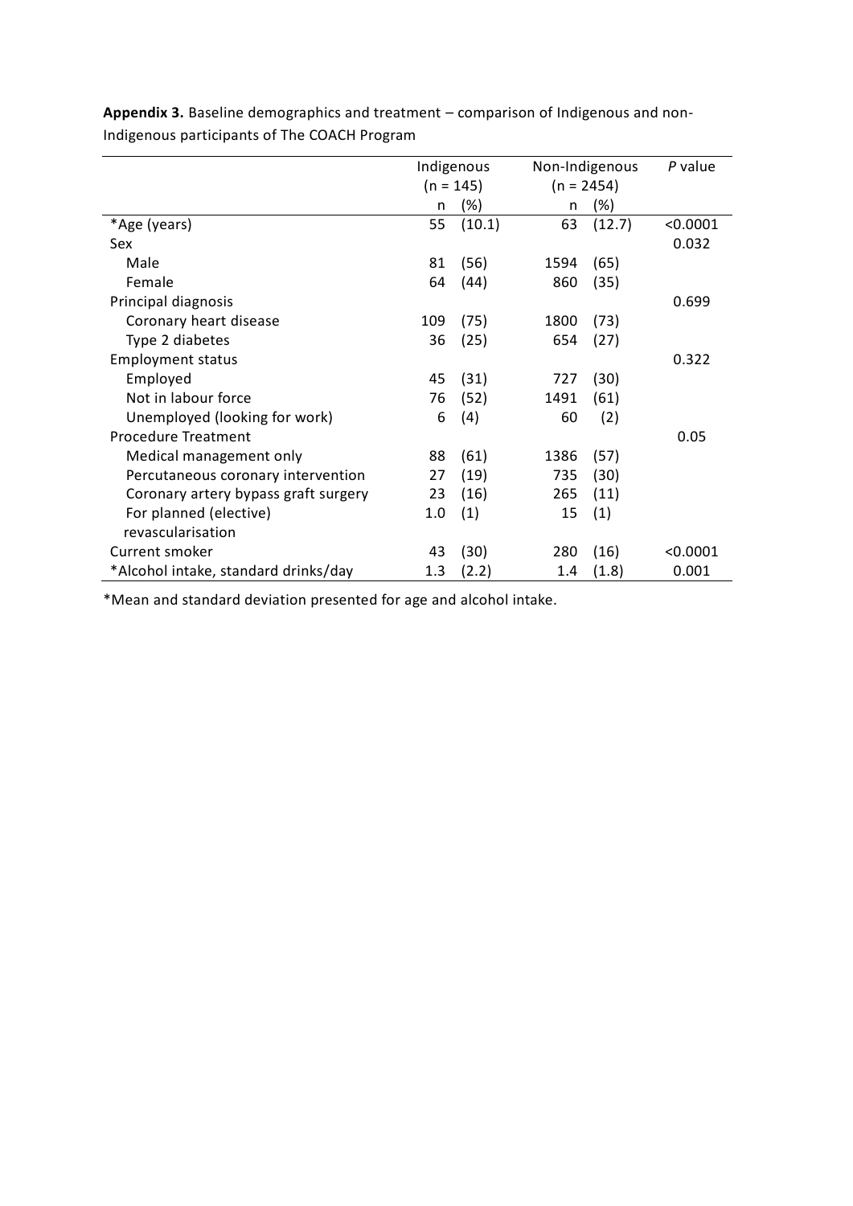**Appendix 3.** Baseline demographics and treatment – comparison of Indigenous and non-Indigenous participants of The COACH Program

| | Indigenous (n = 145) | | Non-Indigenous (n = 2454) | | *P* value |
|---|---|---|---|---|---|
| | n | (%) | n | (%) | |
| *Age (years) | 55 | (10.1) | 63 | (12.7) | <0.0001 |
| Sex | | | | | 0.032 |
| Male | 81 | (56) | 1594 | (65) | |
| Female | 64 | (44) | 860 | (35) | |
| Principal diagnosis | | | | | 0.699 |
| Coronary heart disease | 109 | (75) | 1800 | (73) | |
| Type 2 diabetes | 36 | (25) | 654 | (27) | |
| Employment status | | | | | 0.322 |
| Employed | 45 | (31) | 727 | (30) | |
| Not in labour force | 76 | (52) | 1491 | (61) | |
| Unemployed (looking for work) | 6 | (4) | 60 | (2) | |
| Procedure Treatment | | | | | 0.05 |
| Medical management only | 88 | (61) | 1386 | (57) | |
| Percutaneous coronary intervention | 27 | (19) | 735 | (30) | |
| Coronary artery bypass graft surgery | 23 | (16) | 265 | (11) | |
| For planned (elective) revascularisation | 1.0 | (1) | 15 | (1) | |
| Current smoker | 43 | (30) | 280 | (16) | <0.0001 |
| *Alcohol intake, standard drinks/day | 1.3 | (2.2) | 1.4 | (1.8) | 0.001 |

*Mean and standard deviation presented for age and alcohol intake.